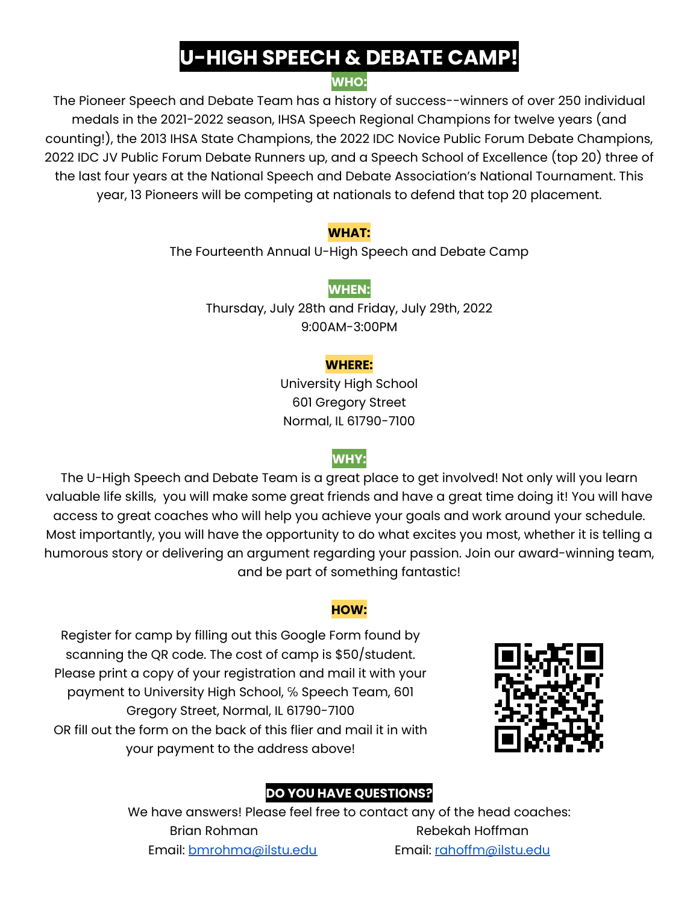# U-HIGH SPEECH & DEBATE CAMP!

**WHO:**

The Pioneer Speech and Debate Team has a history of success--winners of over 250 individual medals in the 2021-2022 season, IHSA Speech Regional Champions for twelve years (and counting!), the 2013 IHSA State Champions, the 2022 IDC Novice Public Forum Debate Champions, 2022 IDC JV Public Forum Debate Runners up, and a Speech School of Excellence (top 20) three of the last four years at the National Speech and Debate Association's National Tournament. This year, 13 Pioneers will be competing at nationals to defend that top 20 placement.

**WHAT:**

The Fourteenth Annual U-High Speech and Debate Camp

**WHEN:**

Thursday, July 28th and Friday, July 29th, 2022
9:00AM-3:00PM

**WHERE:**

University High School
601 Gregory Street
Normal, IL 61790-7100

**WHY:**

The U-High Speech and Debate Team is a great place to get involved! Not only will you learn valuable life skills, you will make some great friends and have a great time doing it! You will have access to great coaches who will help you achieve your goals and work around your schedule. Most importantly, you will have the opportunity to do what excites you most, whether it is telling a humorous story or delivering an argument regarding your passion. Join our award-winning team, and be part of something fantastic!

**HOW:**

Register for camp by filling out this Google Form found by scanning the QR code. The cost of camp is $50/student. Please print a copy of your registration and mail it with your payment to University High School, ℅ Speech Team, 601 Gregory Street, Normal, IL 61790-7100
OR fill out the form on the back of this flier and mail it in with your payment to the address above!

**DO YOU HAVE QUESTIONS?**

We have answers! Please feel free to contact any of the head coaches:

Brian Rohman
Email: bmrohma@ilstu.edu

Rebekah Hoffman
Email: rahoffm@ilstu.edu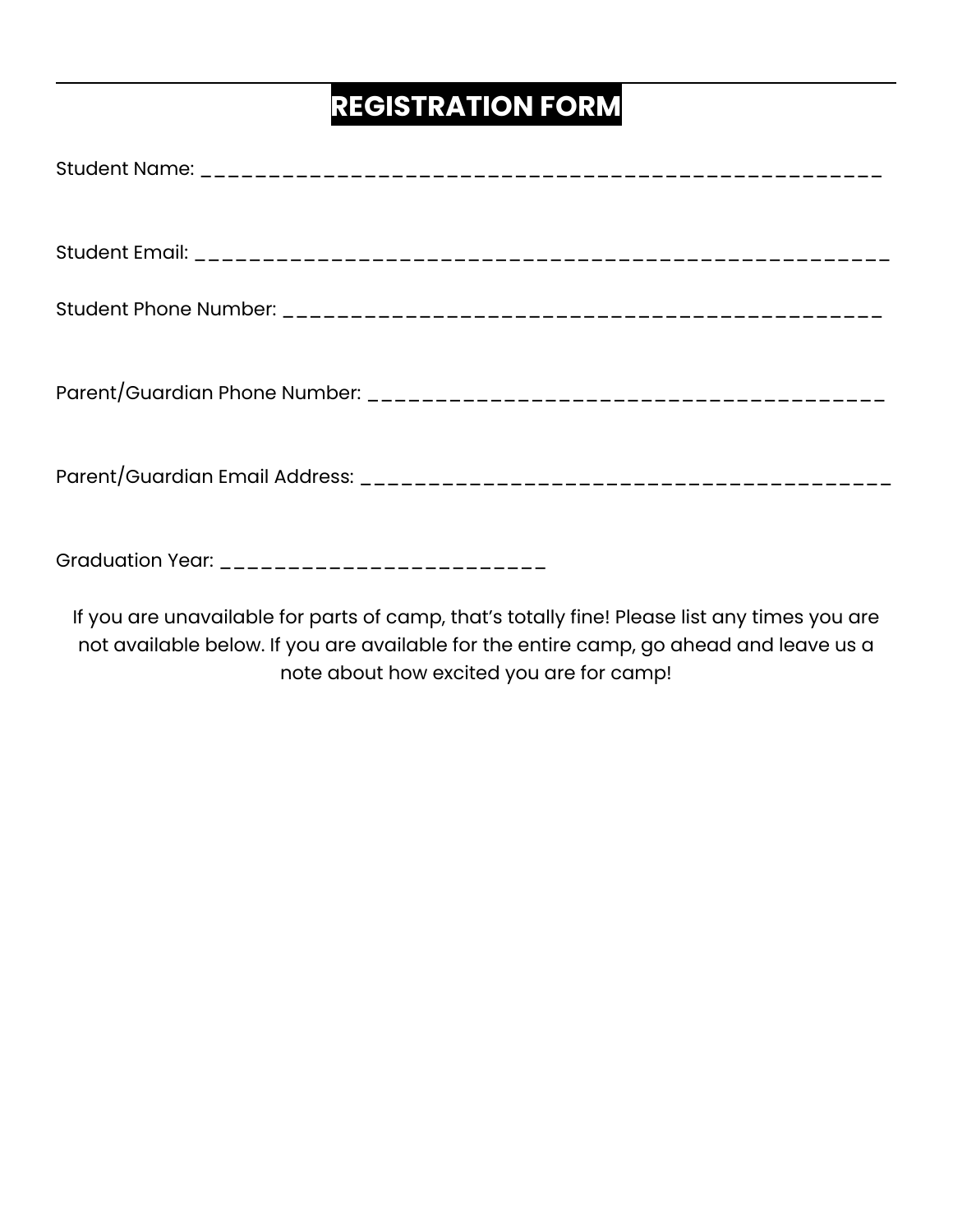# REGISTRATION FORM

Student Name: _______________________________________________

Student Email: _______________________________________________

Student Phone Number: ____________________________________________

Parent/Guardian Phone Number: ____________________________________

Parent/Guardian Email Address: _____________________________________

Graduation Year: ________________________

If you are unavailable for parts of camp, that's totally fine! Please list any times you are not available below. If you are available for the entire camp, go ahead and leave us a note about how excited you are for camp!